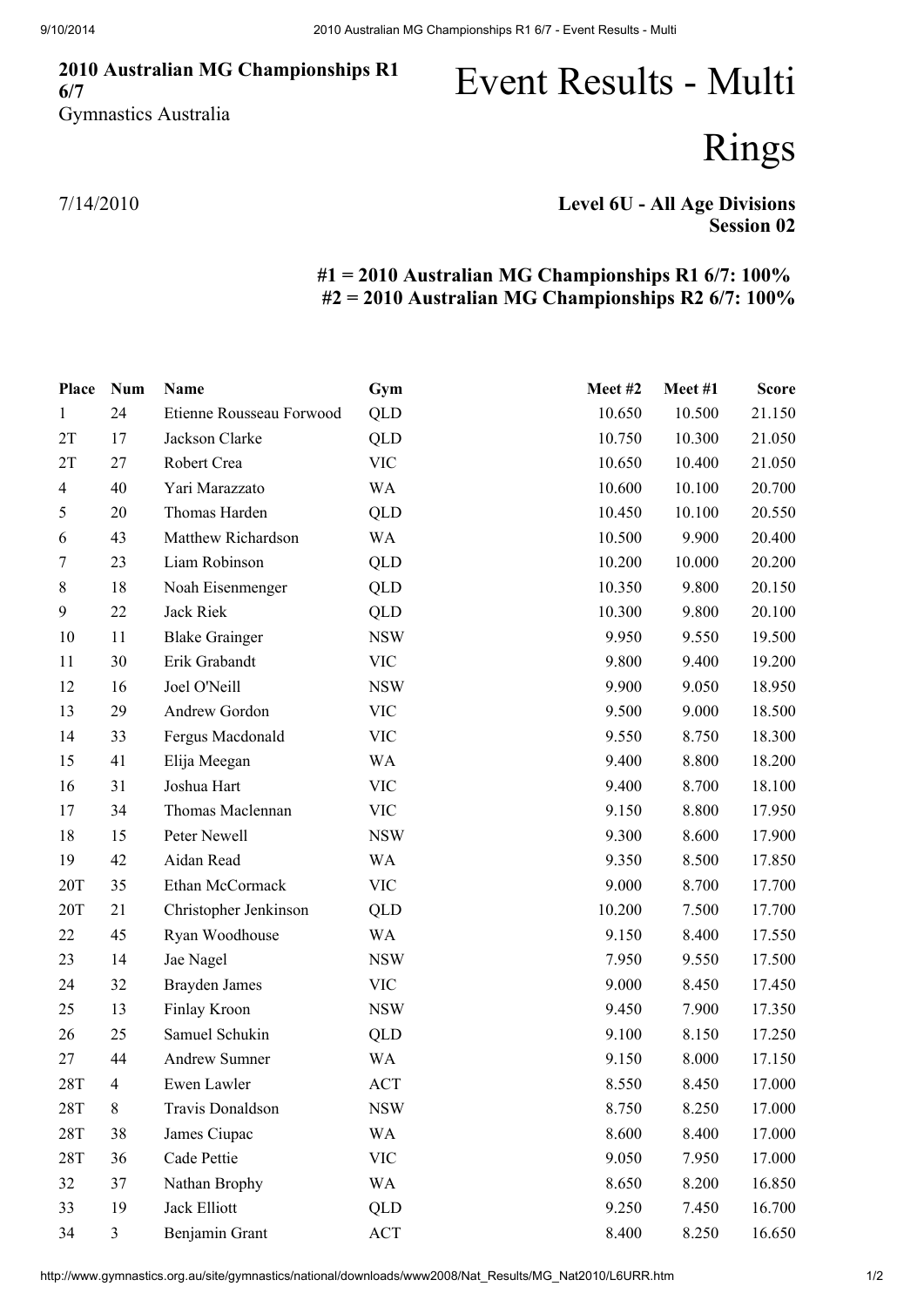**2010 Australian MG Championships R1 6/7**
Gymnastics Australia

# Event Results - Multi Rings

7/14/2010

**Level 6U - All Age Divisions**
**Session 02**

**#1 = 2010 Australian MG Championships R1 6/7: 100%**
**#2 = 2010 Australian MG Championships R2 6/7: 100%**

| Place | Num | Name | Gym | Meet #2 | Meet #1 | Score |
|---|---|---|---|---|---|---|
| 1 | 24 | Etienne Rousseau Forwood | QLD | 10.650 | 10.500 | 21.150 |
| 2T | 17 | Jackson Clarke | QLD | 10.750 | 10.300 | 21.050 |
| 2T | 27 | Robert Crea | VIC | 10.650 | 10.400 | 21.050 |
| 4 | 40 | Yari Marazzato | WA | 10.600 | 10.100 | 20.700 |
| 5 | 20 | Thomas Harden | QLD | 10.450 | 10.100 | 20.550 |
| 6 | 43 | Matthew Richardson | WA | 10.500 | 9.900 | 20.400 |
| 7 | 23 | Liam Robinson | QLD | 10.200 | 10.000 | 20.200 |
| 8 | 18 | Noah Eisenmenger | QLD | 10.350 | 9.800 | 20.150 |
| 9 | 22 | Jack Riek | QLD | 10.300 | 9.800 | 20.100 |
| 10 | 11 | Blake Grainger | NSW | 9.950 | 9.550 | 19.500 |
| 11 | 30 | Erik Grabandt | VIC | 9.800 | 9.400 | 19.200 |
| 12 | 16 | Joel O'Neill | NSW | 9.900 | 9.050 | 18.950 |
| 13 | 29 | Andrew Gordon | VIC | 9.500 | 9.000 | 18.500 |
| 14 | 33 | Fergus Macdonald | VIC | 9.550 | 8.750 | 18.300 |
| 15 | 41 | Elija Meegan | WA | 9.400 | 8.800 | 18.200 |
| 16 | 31 | Joshua Hart | VIC | 9.400 | 8.700 | 18.100 |
| 17 | 34 | Thomas Maclennan | VIC | 9.150 | 8.800 | 17.950 |
| 18 | 15 | Peter Newell | NSW | 9.300 | 8.600 | 17.900 |
| 19 | 42 | Aidan Read | WA | 9.350 | 8.500 | 17.850 |
| 20T | 35 | Ethan McCormack | VIC | 9.000 | 8.700 | 17.700 |
| 20T | 21 | Christopher Jenkinson | QLD | 10.200 | 7.500 | 17.700 |
| 22 | 45 | Ryan Woodhouse | WA | 9.150 | 8.400 | 17.550 |
| 23 | 14 | Jae Nagel | NSW | 7.950 | 9.550 | 17.500 |
| 24 | 32 | Brayden James | VIC | 9.000 | 8.450 | 17.450 |
| 25 | 13 | Finlay Kroon | NSW | 9.450 | 7.900 | 17.350 |
| 26 | 25 | Samuel Schukin | QLD | 9.100 | 8.150 | 17.250 |
| 27 | 44 | Andrew Sumner | WA | 9.150 | 8.000 | 17.150 |
| 28T | 4 | Ewen Lawler | ACT | 8.550 | 8.450 | 17.000 |
| 28T | 8 | Travis Donaldson | NSW | 8.750 | 8.250 | 17.000 |
| 28T | 38 | James Ciupac | WA | 8.600 | 8.400 | 17.000 |
| 28T | 36 | Cade Pettie | VIC | 9.050 | 7.950 | 17.000 |
| 32 | 37 | Nathan Brophy | WA | 8.650 | 8.200 | 16.850 |
| 33 | 19 | Jack Elliott | QLD | 9.250 | 7.450 | 16.700 |
| 34 | 3 | Benjamin Grant | ACT | 8.400 | 8.250 | 16.650 |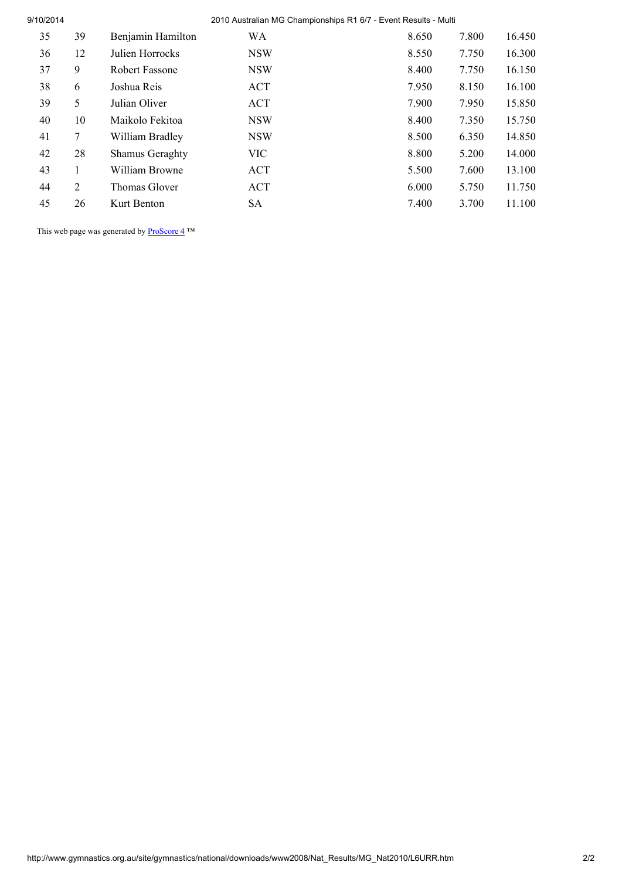| | | | | | | |
|---|---|---|---|---|---|---|
| 35 | 39 | Benjamin Hamilton | WA | 8.650 | 7.800 | 16.450 |
| 36 | 12 | Julien Horrocks | NSW | 8.550 | 7.750 | 16.300 |
| 37 | 9 | Robert Fassone | NSW | 8.400 | 7.750 | 16.150 |
| 38 | 6 | Joshua Reis | ACT | 7.950 | 8.150 | 16.100 |
| 39 | 5 | Julian Oliver | ACT | 7.900 | 7.950 | 15.850 |
| 40 | 10 | Maikolo Fekitoa | NSW | 8.400 | 7.350 | 15.750 |
| 41 | 7 | William Bradley | NSW | 8.500 | 6.350 | 14.850 |
| 42 | 28 | Shamus Geraghty | VIC | 8.800 | 5.200 | 14.000 |
| 43 | 1 | William Browne | ACT | 5.500 | 7.600 | 13.100 |
| 44 | 2 | Thomas Glover | ACT | 6.000 | 5.750 | 11.750 |
| 45 | 26 | Kurt Benton | SA | 7.400 | 3.700 | 11.100 |

This web page was generated by ProScore 4 ™